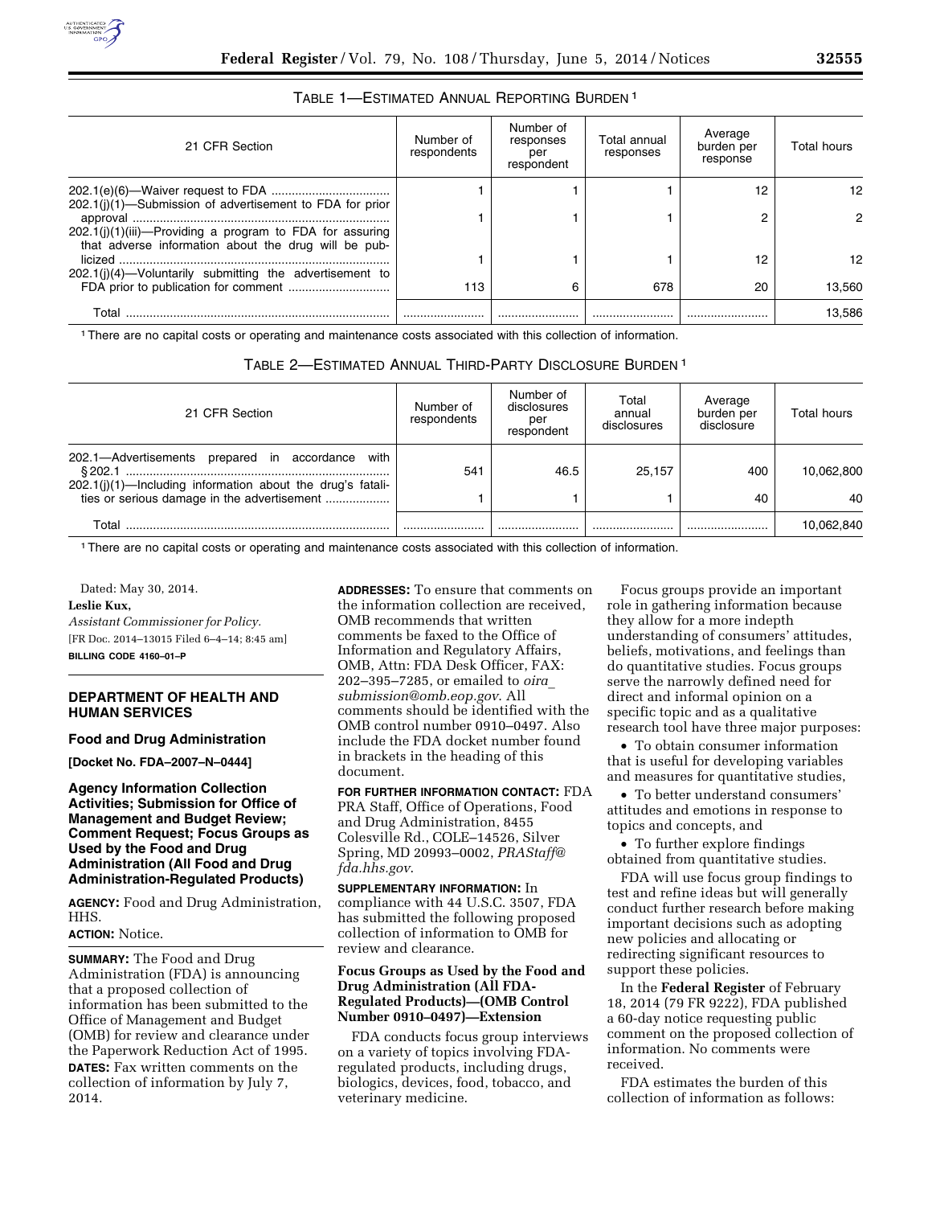TABLE 1—ESTIMATED ANNUAL REPORTING BURDEN [1]

| 21 CFR Section | Number of respondents | Number of responses per respondent | Total annual responses | Average burden per response | Total hours |
|---|---|---|---|---|---|
| 202.1(e)(6)—Waiver request to FDA | 1 | 1 | 1 | 12 | 12 |
| 202.1(j)(1)—Submission of advertisement to FDA for prior approval | 1 | 1 | 1 | 2 | 2 |
| 202.1(j)(1)(iii)—Providing a program to FDA for assuring that adverse information about the drug will be publicized | 1 | 1 | 1 | 12 | 12 |
| 202.1(j)(4)—Voluntarily submitting the advertisement to FDA prior to publication for comment | 113 | 6 | 678 | 20 | 13,560 |
| Total | | | | | 13,586 |

[1] There are no capital costs or operating and maintenance costs associated with this collection of information.

TABLE 2—ESTIMATED ANNUAL THIRD-PARTY DISCLOSURE BURDEN [1]

| 21 CFR Section | Number of respondents | Number of disclosures per respondent | Total annual disclosures | Average burden per disclosure | Total hours |
|---|---|---|---|---|---|
| 202.1—Advertisements prepared in accordance with § 202.1 | 541 | 46.5 | 25,157 | 400 | 10,062,800 |
| 202.1(j)(1)—Including information about the drug's fatalities or serious damage in the advertisement | 1 | 1 | 1 | 40 | 40 |
| Total | | | | | 10,062,840 |

[1] There are no capital costs or operating and maintenance costs associated with this collection of information.

Dated: May 30, 2014.

**Leslie Kux,**

*Assistant Commissioner for Policy.*

[FR Doc. 2014–13015 Filed 6–4–14; 8:45 am]

**BILLING CODE 4160–01–P**

## DEPARTMENT OF HEALTH AND HUMAN SERVICES

### Food and Drug Administration

**[Docket No. FDA–2007–N–0444]**

### Agency Information Collection Activities; Submission for Office of Management and Budget Review; Comment Request; Focus Groups as Used by the Food and Drug Administration (All Food and Drug Administration-Regulated Products)

**AGENCY:** Food and Drug Administration, HHS.

**ACTION:** Notice.

**SUMMARY:** The Food and Drug Administration (FDA) is announcing that a proposed collection of information has been submitted to the Office of Management and Budget (OMB) for review and clearance under the Paperwork Reduction Act of 1995.

**DATES:** Fax written comments on the collection of information by July 7, 2014.

**ADDRESSES:** To ensure that comments on the information collection are received, OMB recommends that written comments be faxed to the Office of Information and Regulatory Affairs, OMB, Attn: FDA Desk Officer, FAX: 202–395–7285, or emailed to *oira_submission@omb.eop.gov*. All comments should be identified with the OMB control number 0910–0497. Also include the FDA docket number found in brackets in the heading of this document.

**FOR FURTHER INFORMATION CONTACT:** FDA PRA Staff, Office of Operations, Food and Drug Administration, 8455 Colesville Rd., COLE–14526, Silver Spring, MD 20993–0002, *PRAStaff@fda.hhs.gov*.

**SUPPLEMENTARY INFORMATION:** In compliance with 44 U.S.C. 3507, FDA has submitted the following proposed collection of information to OMB for review and clearance.

#### Focus Groups as Used by the Food and Drug Administration (All FDA-Regulated Products)—(OMB Control Number 0910–0497)—Extension

FDA conducts focus group interviews on a variety of topics involving FDA-regulated products, including drugs, biologics, devices, food, tobacco, and veterinary medicine.

Focus groups provide an important role in gathering information because they allow for a more indepth understanding of consumers' attitudes, beliefs, motivations, and feelings than do quantitative studies. Focus groups serve the narrowly defined need for direct and informal opinion on a specific topic and as a qualitative research tool have three major purposes:

- To obtain consumer information that is useful for developing variables and measures for quantitative studies,
- To better understand consumers' attitudes and emotions in response to topics and concepts, and
- To further explore findings obtained from quantitative studies.

FDA will use focus group findings to test and refine ideas but will generally conduct further research before making important decisions such as adopting new policies and allocating or redirecting significant resources to support these policies.

In the **Federal Register** of February 18, 2014 (79 FR 9222), FDA published a 60-day notice requesting public comment on the proposed collection of information. No comments were received.

FDA estimates the burden of this collection of information as follows: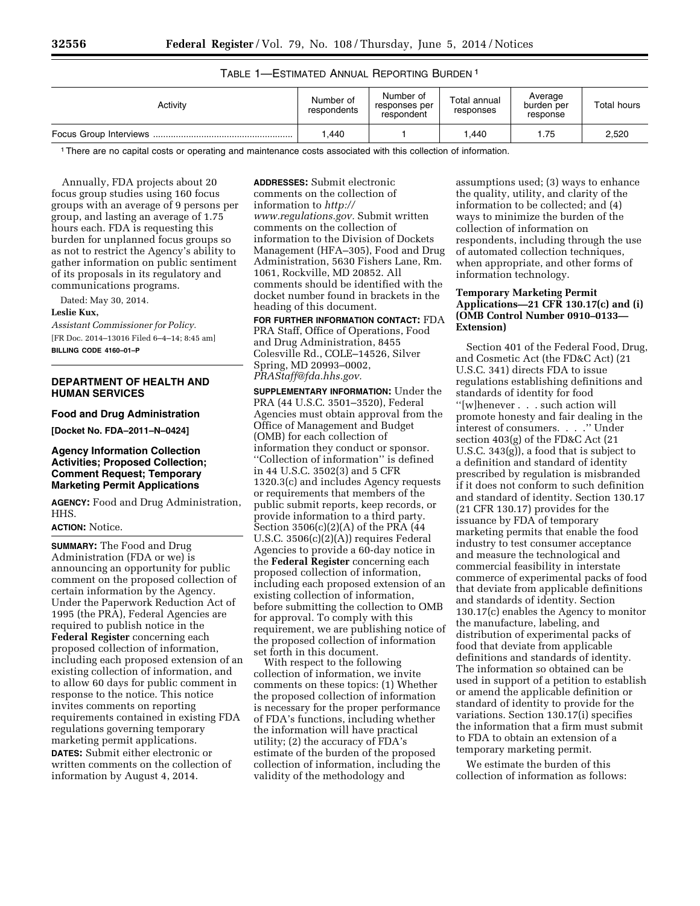TABLE 1—ESTIMATED ANNUAL REPORTING BURDEN [1]

| Activity | Number of respondents | Number of responses per respondent | Total annual responses | Average burden per response | Total hours |
|---|---|---|---|---|---|
| Focus Group Interviews | 1,440 | 1 | 1,440 | 1.75 | 2,520 |

[1] There are no capital costs or operating and maintenance costs associated with this collection of information.

Annually, FDA projects about 20 focus group studies using 160 focus groups with an average of 9 persons per group, and lasting an average of 1.75 hours each. FDA is requesting this burden for unplanned focus groups so as not to restrict the Agency's ability to gather information on public sentiment of its proposals in its regulatory and communications programs.

Dated: May 30, 2014.

**Leslie Kux,**

*Assistant Commissioner for Policy.*

[FR Doc. 2014–13016 Filed 6–4–14; 8:45 am]

**BILLING CODE 4160–01–P**

## DEPARTMENT OF HEALTH AND HUMAN SERVICES

### Food and Drug Administration

**[Docket No. FDA–2011–N–0424]**

### Agency Information Collection Activities; Proposed Collection; Comment Request; Temporary Marketing Permit Applications

**AGENCY:** Food and Drug Administration, HHS.

**ACTION:** Notice.

**SUMMARY:** The Food and Drug Administration (FDA or we) is announcing an opportunity for public comment on the proposed collection of certain information by the Agency. Under the Paperwork Reduction Act of 1995 (the PRA), Federal Agencies are required to publish notice in the **Federal Register** concerning each proposed collection of information, including each proposed extension of an existing collection of information, and to allow 60 days for public comment in response to the notice. This notice invites comments on reporting requirements contained in existing FDA regulations governing temporary marketing permit applications.

**DATES:** Submit either electronic or written comments on the collection of information by August 4, 2014.

**ADDRESSES:** Submit electronic comments on the collection of information to *http://www.regulations.gov.* Submit written comments on the collection of information to the Division of Dockets Management (HFA–305), Food and Drug Administration, 5630 Fishers Lane, Rm. 1061, Rockville, MD 20852. All comments should be identified with the docket number found in brackets in the heading of this document.

**FOR FURTHER INFORMATION CONTACT:** FDA PRA Staff, Office of Operations, Food and Drug Administration, 8455 Colesville Rd., COLE–14526, Silver Spring, MD 20993–0002, *PRAStaff@fda.hhs.gov.*

**SUPPLEMENTARY INFORMATION:** Under the PRA (44 U.S.C. 3501–3520), Federal Agencies must obtain approval from the Office of Management and Budget (OMB) for each collection of information they conduct or sponsor. ''Collection of information'' is defined in 44 U.S.C. 3502(3) and 5 CFR 1320.3(c) and includes Agency requests or requirements that members of the public submit reports, keep records, or provide information to a third party. Section 3506(c)(2)(A) of the PRA (44 U.S.C. 3506(c)(2)(A)) requires Federal Agencies to provide a 60-day notice in the **Federal Register** concerning each proposed collection of information, including each proposed extension of an existing collection of information, before submitting the collection to OMB for approval. To comply with this requirement, we are publishing notice of the proposed collection of information set forth in this document.

With respect to the following collection of information, we invite comments on these topics: (1) Whether the proposed collection of information is necessary for the proper performance of FDA's functions, including whether the information will have practical utility; (2) the accuracy of FDA's estimate of the burden of the proposed collection of information, including the validity of the methodology and assumptions used; (3) ways to enhance the quality, utility, and clarity of the information to be collected; and (4) ways to minimize the burden of the collection of information on respondents, including through the use of automated collection techniques, when appropriate, and other forms of information technology.

**Temporary Marketing Permit Applications—21 CFR 130.17(c) and (i) (OMB Control Number 0910–0133—Extension)**

Section 401 of the Federal Food, Drug, and Cosmetic Act (the FD&C Act) (21 U.S.C. 341) directs FDA to issue regulations establishing definitions and standards of identity for food ''[w]henever . . . such action will promote honesty and fair dealing in the interest of consumers. . . .'' Under section 403(g) of the FD&C Act (21 U.S.C. 343(g)), a food that is subject to a definition and standard of identity prescribed by regulation is misbranded if it does not conform to such definition and standard of identity. Section 130.17 (21 CFR 130.17) provides for the issuance by FDA of temporary marketing permits that enable the food industry to test consumer acceptance and measure the technological and commercial feasibility in interstate commerce of experimental packs of food that deviate from applicable definitions and standards of identity. Section 130.17(c) enables the Agency to monitor the manufacture, labeling, and distribution of experimental packs of food that deviate from applicable definitions and standards of identity. The information so obtained can be used in support of a petition to establish or amend the applicable definition or standard of identity to provide for the variations. Section 130.17(i) specifies the information that a firm must submit to FDA to obtain an extension of a temporary marketing permit.

We estimate the burden of this collection of information as follows: